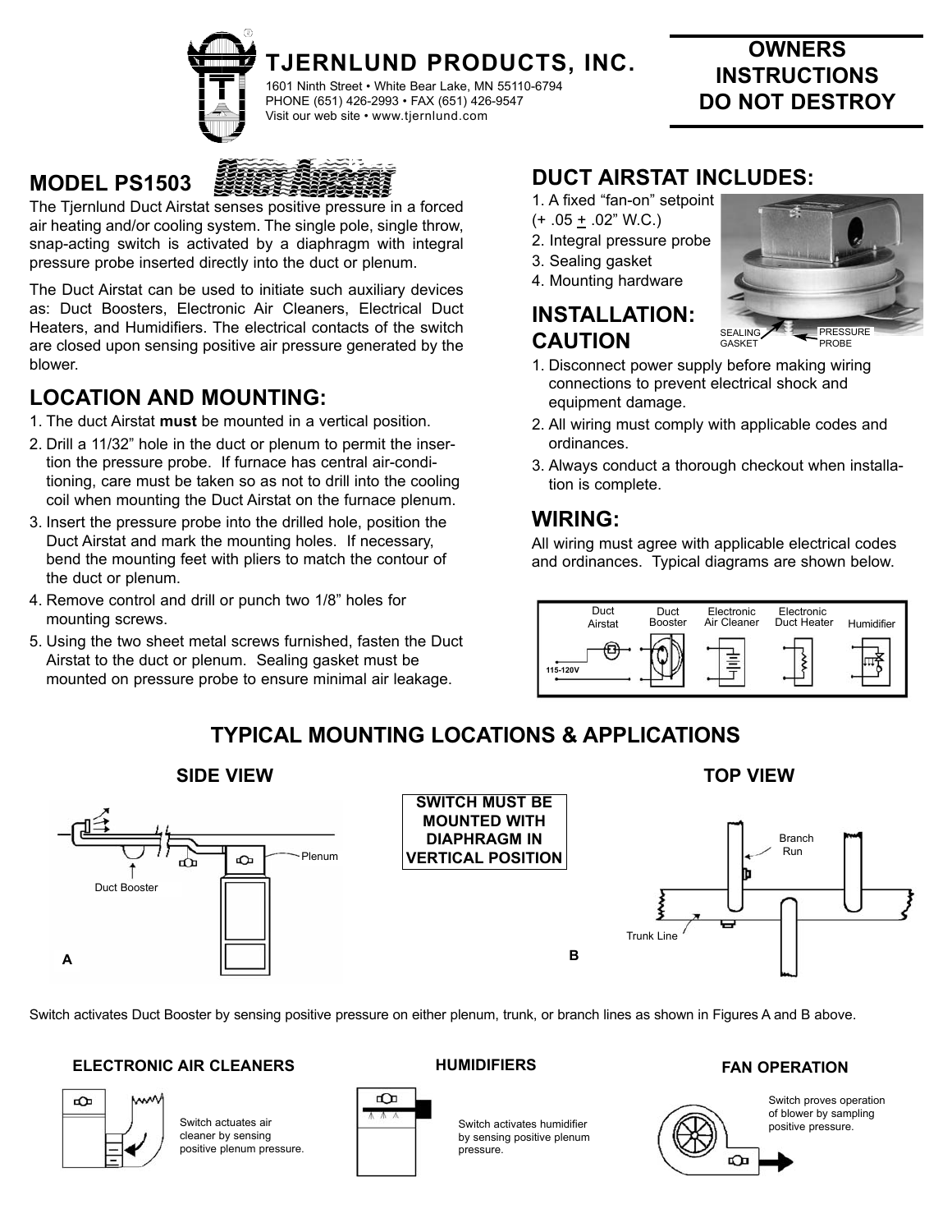# TJERNLUND PRODUCTS, INC.

1601 Ninth Street • White Bear Lake, MN 55110-6794
PHONE (651) 426-2993 • FAX (651) 426-9547
Visit our web site • www.tjernlund.com

**OWNERS INSTRUCTIONS DO NOT DESTROY**

## MODEL PS1503 DUCT AIRSTAT

The Tjernlund Duct Airstat senses positive pressure in a forced air heating and/or cooling system. The single pole, single throw, snap-acting switch is activated by a diaphragm with integral pressure probe inserted directly into the duct or plenum.

The Duct Airstat can be used to initiate such auxiliary devices as: Duct Boosters, Electronic Air Cleaners, Electrical Duct Heaters, and Humidifiers. The electrical contacts of the switch are closed upon sensing positive air pressure generated by the blower.

## LOCATION AND MOUNTING:

1. The duct Airstat **must** be mounted in a vertical position.
2. Drill a 11/32" hole in the duct or plenum to permit the insertion the pressure probe. If furnace has central air-conditioning, care must be taken so as not to drill into the cooling coil when mounting the Duct Airstat on the furnace plenum.
3. Insert the pressure probe into the drilled hole, position the Duct Airstat and mark the mounting holes. If necessary, bend the mounting feet with pliers to match the contour of the duct or plenum.
4. Remove control and drill or punch two 1/8" holes for mounting screws.
5. Using the two sheet metal screws furnished, fasten the Duct Airstat to the duct or plenum. Sealing gasket must be mounted on pressure probe to ensure minimal air leakage.

## DUCT AIRSTAT INCLUDES:

1. A fixed "fan-on" setpoint (+ .05 ± .02" W.C.)
2. Integral pressure probe
3. Sealing gasket
4. Mounting hardware

SEALING GASKET    PRESSURE PROBE

## INSTALLATION: CAUTION

1. Disconnect power supply before making wiring connections to prevent electrical shock and equipment damage.
2. All wiring must comply with applicable codes and ordinances.
3. Always conduct a thorough checkout when installation is complete.

## WIRING:

All wiring must agree with applicable electrical codes and ordinances. Typical diagrams are shown below.

Duct Airstat | Duct Booster | Electronic Air Cleaner | Electronic Duct Heater | Humidifier

115-120V

## TYPICAL MOUNTING LOCATIONS & APPLICATIONS

### SIDE VIEW

Duct Booster
Plenum
A

**SWITCH MUST BE MOUNTED WITH DIAPHRAGM IN VERTICAL POSITION**

### TOP VIEW

Branch Run
Trunk Line
B

Switch activates Duct Booster by sensing positive pressure on either plenum, trunk, or branch lines as shown in Figures A and B above.

### ELECTRONIC AIR CLEANERS

Switch actuates air cleaner by sensing positive plenum pressure.

### HUMIDIFIERS

Switch activates humidifier by sensing positive plenum pressure.

### FAN OPERATION

Switch proves operation of blower by sampling positive pressure.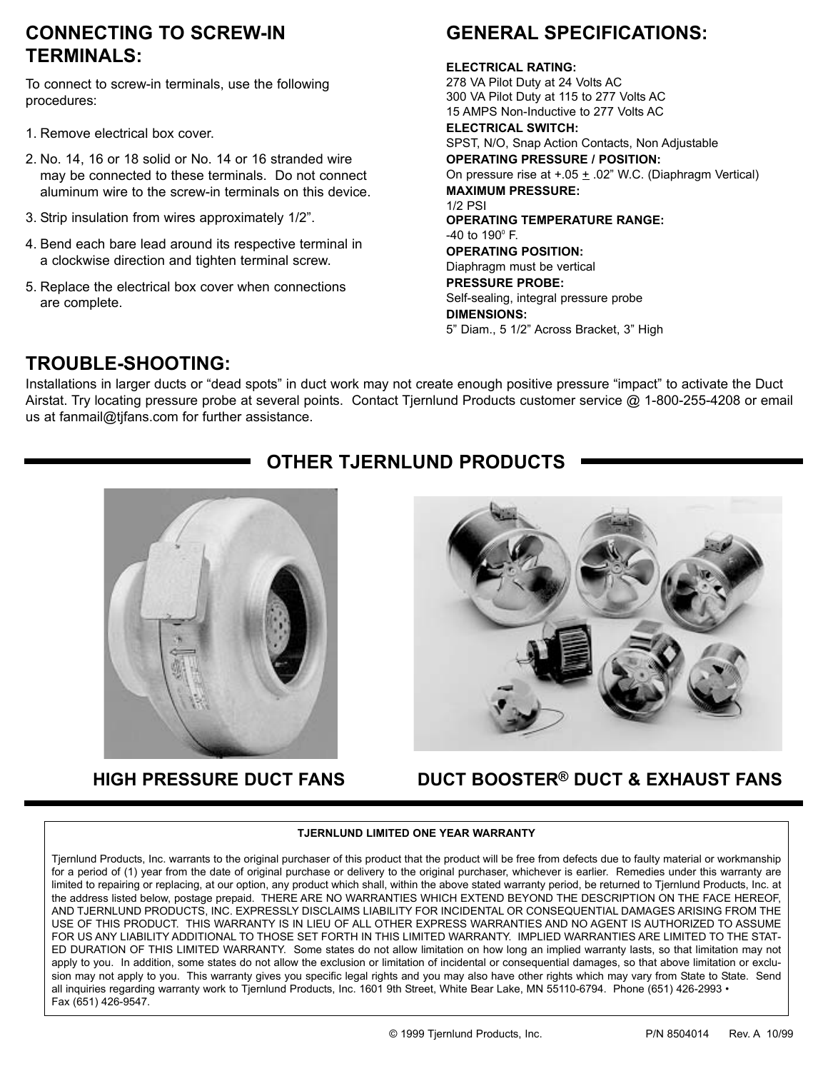## CONNECTING TO SCREW-IN TERMINALS:

To connect to screw-in terminals, use the following procedures:

1. Remove electrical box cover.
2. No. 14, 16 or 18 solid or No. 14 or 16 stranded wire may be connected to these terminals. Do not connect aluminum wire to the screw-in terminals on this device.
3. Strip insulation from wires approximately 1/2".
4. Bend each bare lead around its respective terminal in a clockwise direction and tighten terminal screw.
5. Replace the electrical box cover when connections are complete.

## GENERAL SPECIFICATIONS:

**ELECTRICAL RATING:**
278 VA Pilot Duty at 24 Volts AC
300 VA Pilot Duty at 115 to 277 Volts AC
15 AMPS Non-Inductive to 277 Volts AC

**ELECTRICAL SWITCH:**
SPST, N/O, Snap Action Contacts, Non Adjustable

**OPERATING PRESSURE / POSITION:**
On pressure rise at +.05 ± .02" W.C. (Diaphragm Vertical)

**MAXIMUM PRESSURE:**
1/2 PSI

**OPERATING TEMPERATURE RANGE:**
-40 to 190° F.

**OPERATING POSITION:**
Diaphragm must be vertical

**PRESSURE PROBE:**
Self-sealing, integral pressure probe

**DIMENSIONS:**
5" Diam., 5 1/2" Across Bracket, 3" High

## TROUBLE-SHOOTING:

Installations in larger ducts or "dead spots" in duct work may not create enough positive pressure "impact" to activate the Duct Airstat. Try locating pressure probe at several points. Contact Tjernlund Products customer service @ 1-800-255-4208 or email us at fanmail@tjfans.com for further assistance.

## OTHER TJERNLUND PRODUCTS

**HIGH PRESSURE DUCT FANS**

**DUCT BOOSTER® DUCT & EXHAUST FANS**

**TJERNLUND LIMITED ONE YEAR WARRANTY**

Tjernlund Products, Inc. warrants to the original purchaser of this product that the product will be free from defects due to faulty material or workmanship for a period of (1) year from the date of original purchase or delivery to the original purchaser, whichever is earlier. Remedies under this warranty are limited to repairing or replacing, at our option, any product which shall, within the above stated warranty period, be returned to Tjernlund Products, Inc. at the address listed below, postage prepaid. THERE ARE NO WARRANTIES WHICH EXTEND BEYOND THE DESCRIPTION ON THE FACE HEREOF, AND TJERNLUND PRODUCTS, INC. EXPRESSLY DISCLAIMS LIABILITY FOR INCIDENTAL OR CONSEQUENTIAL DAMAGES ARISING FROM THE USE OF THIS PRODUCT. THIS WARRANTY IS IN LIEU OF ALL OTHER EXPRESS WARRANTIES AND NO AGENT IS AUTHORIZED TO ASSUME FOR US ANY LIABILITY ADDITIONAL TO THOSE SET FORTH IN THIS LIMITED WARRANTY. IMPLIED WARRANTIES ARE LIMITED TO THE STATED DURATION OF THIS LIMITED WARRANTY. Some states do not allow limitation on how long an implied warranty lasts, so that limitation may not apply to you. In addition, some states do not allow the exclusion or limitation of incidental or consequential damages, so that above limitation or exclusion may not apply to you. This warranty gives you specific legal rights and you may also have other rights which may vary from State to State. Send all inquiries regarding warranty work to Tjernlund Products, Inc. 1601 9th Street, White Bear Lake, MN 55110-6794. Phone (651) 426-2993 • Fax (651) 426-9547.

© 1999 Tjernlund Products, Inc. P/N 8504014 Rev. A 10/99